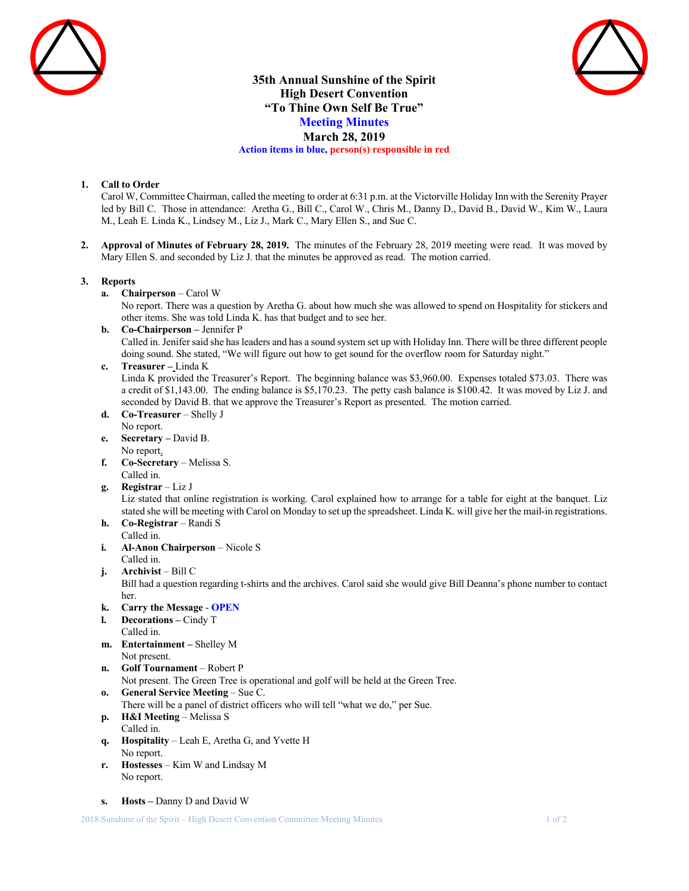# 35th Annual Sunshine of the Spirit
# High Desert Convention
# "To Thine Own Self Be True"
## Meeting Minutes
## March 28, 2019

**Action items in blue, person(s) responsible in red**

1. **Call to Order**
   Carol W, Committee Chairman, called the meeting to order at 6:31 p.m. at the Victorville Holiday Inn with the Serenity Prayer led by Bill C. Those in attendance: Aretha G., Bill C., Carol W., Chris M., Danny D., David B., David W., Kim W., Laura M., Leah E. Linda K., Lindsey M., Liz J., Mark C., Mary Ellen S., and Sue C.

2. **Approval of Minutes of February 28, 2019.** The minutes of the February 28, 2019 meeting were read. It was moved by Mary Ellen S. and seconded by Liz J. that the minutes be approved as read. The motion carried.

3. **Reports**
   a. **Chairperson** – Carol W
   No report. There was a question by Aretha G. about how much she was allowed to spend on Hospitality for stickers and other items. She was told Linda K. has that budget and to see her.
   b. **Co-Chairperson –** Jennifer P
   Called in. Jenifer said she has leaders and has a sound system set up with Holiday Inn. There will be three different people doing sound. She stated, "We will figure out how to get sound for the overflow room for Saturday night."
   c. **Treasurer –** Linda K
   Linda K provided the Treasurer's Report. The beginning balance was $3,960.00. Expenses totaled $73.03. There was a credit of $1,143.00. The ending balance is $5,170.23. The petty cash balance is $100.42. It was moved by Liz J. and seconded by David B. that we approve the Treasurer's Report as presented. The motion carried.
   d. **Co-Treasurer** – Shelly J
   No report.
   e. **Secretary –** David B.
   No report.
   f. **Co-Secretary** – Melissa S.
   Called in.
   g. **Registrar** – Liz J
   Liz stated that online registration is working. Carol explained how to arrange for a table for eight at the banquet. Liz stated she will be meeting with Carol on Monday to set up the spreadsheet. Linda K. will give her the mail-in registrations.
   h. **Co-Registrar** – Randi S
   Called in.
   i. **Al-Anon Chairperson** – Nicole S
   Called in.
   j. **Archivist** – Bill C
   Bill had a question regarding t-shirts and the archives. Carol said she would give Bill Deanna's phone number to contact her.
   k. **Carry the Message** - **OPEN**
   l. **Decorations –** Cindy T
   Called in.
   m. **Entertainment –** Shelley M
   Not present.
   n. **Golf Tournament** – Robert P
   Not present. The Green Tree is operational and golf will be held at the Green Tree.
   o. **General Service Meeting** – Sue C.
   There will be a panel of district officers who will tell "what we do," per Sue.
   p. **H&I Meeting** – Melissa S
   Called in.
   q. **Hospitality** – Leah E, Aretha G, and Yvette H
   No report.
   r. **Hostesses** – Kim W and Lindsay M
   No report.
   s. **Hosts –** Danny D and David W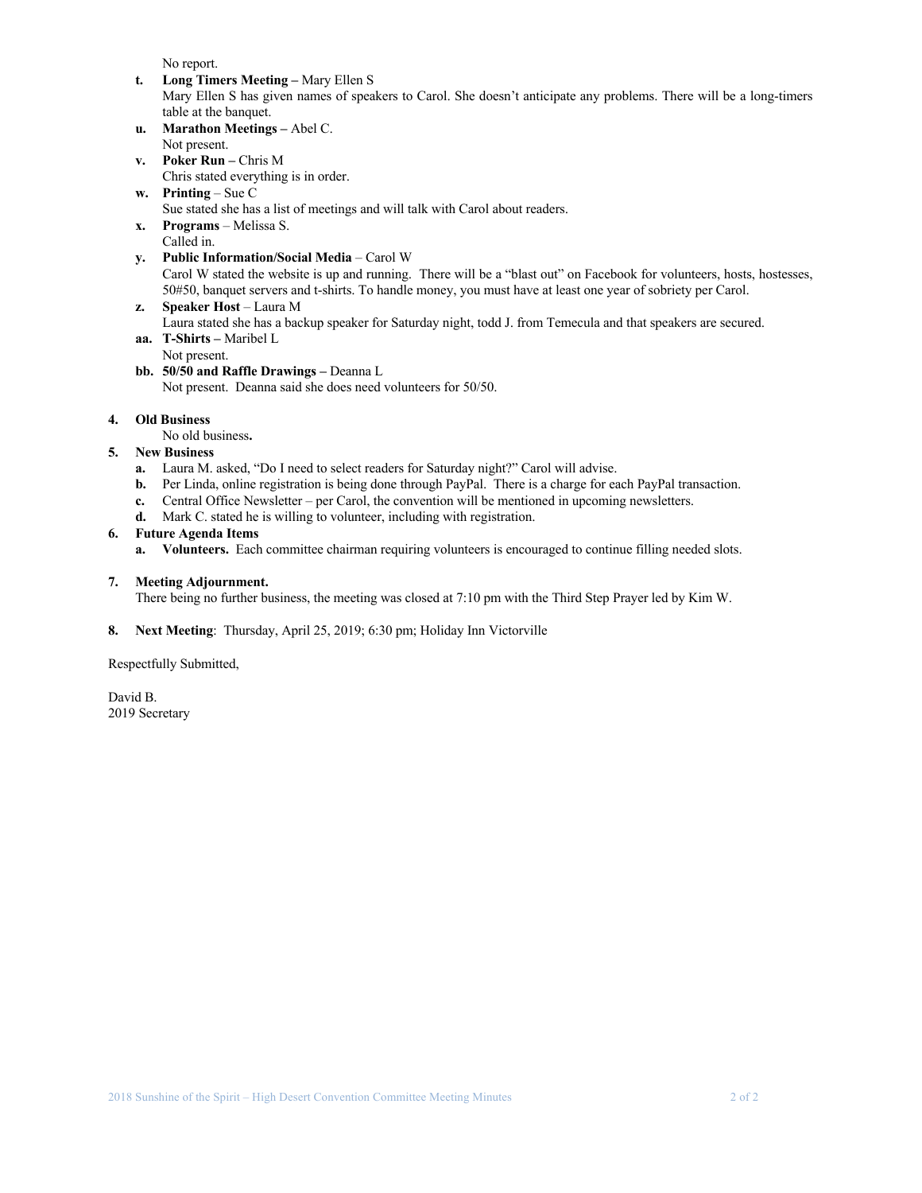No report.

- **t. Long Timers Meeting –** Mary Ellen S
  Mary Ellen S has given names of speakers to Carol. She doesn't anticipate any problems. There will be a long-timers table at the banquet.
- **u. Marathon Meetings –** Abel C.
  Not present.
- **v. Poker Run –** Chris M
  Chris stated everything is in order.
- **w. Printing** – Sue C
  Sue stated she has a list of meetings and will talk with Carol about readers.
- **x. Programs** – Melissa S.
  Called in.
- **y. Public Information/Social Media** – Carol W
  Carol W stated the website is up and running. There will be a "blast out" on Facebook for volunteers, hosts, hostesses, 50#50, banquet servers and t-shirts. To handle money, you must have at least one year of sobriety per Carol.
- **z. Speaker Host** – Laura M
  Laura stated she has a backup speaker for Saturday night, todd J. from Temecula and that speakers are secured.
- **aa. T-Shirts –** Maribel L
  Not present.
- **bb. 50/50 and Raffle Drawings –** Deanna L
  Not present. Deanna said she does need volunteers for 50/50.

**4. Old Business**

No old business**.**

**5. New Business**

- **a.** Laura M. asked, "Do I need to select readers for Saturday night?" Carol will advise.
- **b.** Per Linda, online registration is being done through PayPal. There is a charge for each PayPal transaction.
- **c.** Central Office Newsletter – per Carol, the convention will be mentioned in upcoming newsletters.
- **d.** Mark C. stated he is willing to volunteer, including with registration.

**6. Future Agenda Items**

- **a. Volunteers.** Each committee chairman requiring volunteers is encouraged to continue filling needed slots.

**7. Meeting Adjournment.**

There being no further business, the meeting was closed at 7:10 pm with the Third Step Prayer led by Kim W.

**8. Next Meeting**: Thursday, April 25, 2019; 6:30 pm; Holiday Inn Victorville

Respectfully Submitted,

David B.
2019 Secretary